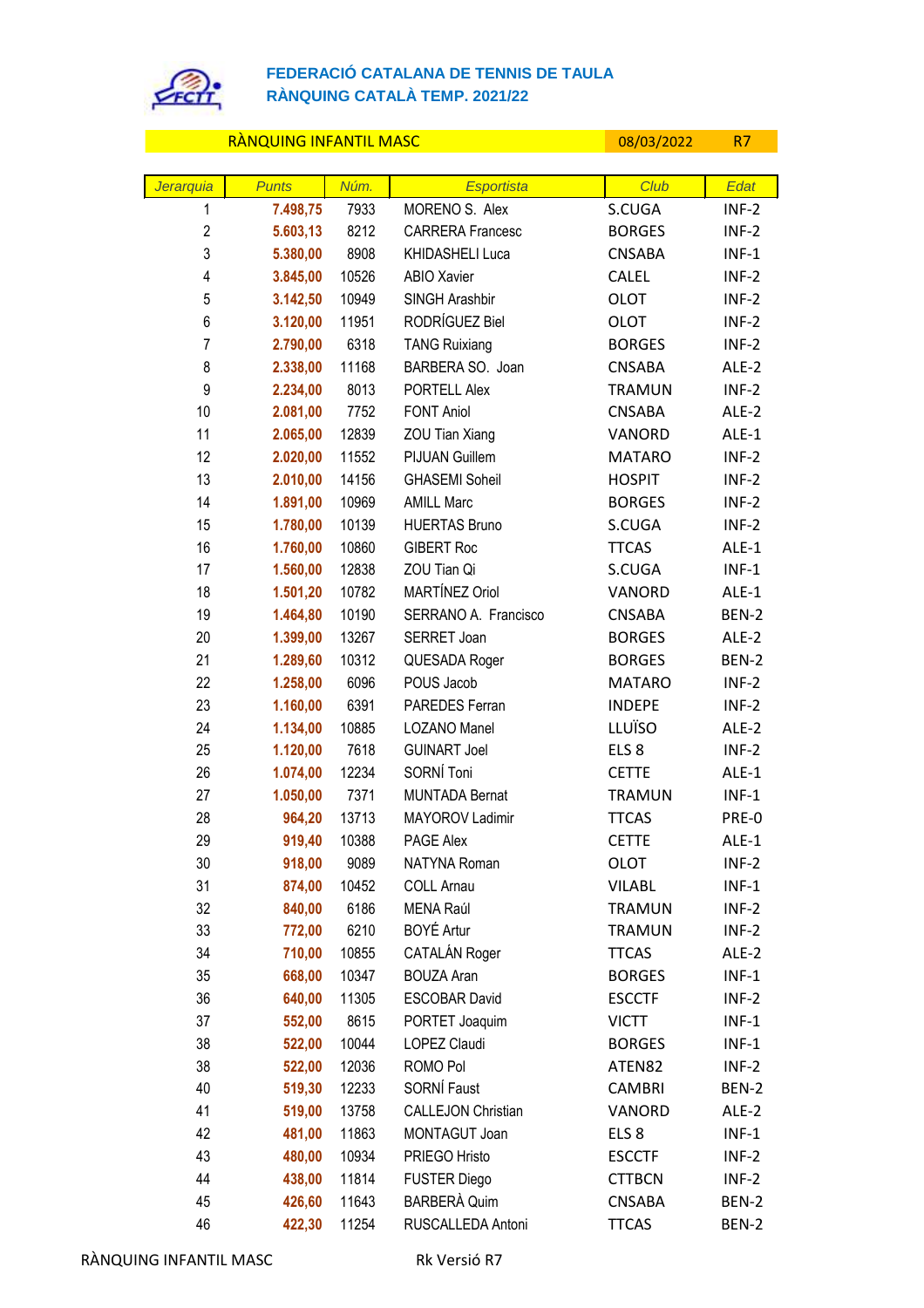# FEDERACIÓ CATALANA DE TENNIS DE TAULA
## RÀNQUING CATALÀ TEMP. 2021/22

**RÀNQUING INFANTIL MASC** | 08/03/2022 | R7

| Jerarquia | Punts | Núm. | Esportista | Club | Edat |
|---|---|---|---|---|---|
| 1 | 7.498,75 | 7933 | MORENO S. Alex | S.CUGA | INF-2 |
| 2 | 5.603,13 | 8212 | CARRERA Francesc | BORGES | INF-2 |
| 3 | 5.380,00 | 8908 | KHIDASHELI Luca | CNSABA | INF-1 |
| 4 | 3.845,00 | 10526 | ABIO Xavier | CALEL | INF-2 |
| 5 | 3.142,50 | 10949 | SINGH Arashbir | OLOT | INF-2 |
| 6 | 3.120,00 | 11951 | RODRÍGUEZ Biel | OLOT | INF-2 |
| 7 | 2.790,00 | 6318 | TANG Ruixiang | BORGES | INF-2 |
| 8 | 2.338,00 | 11168 | BARBERA SO. Joan | CNSABA | ALE-2 |
| 9 | 2.234,00 | 8013 | PORTELL Alex | TRAMUN | INF-2 |
| 10 | 2.081,00 | 7752 | FONT Aniol | CNSABA | ALE-2 |
| 11 | 2.065,00 | 12839 | ZOU Tian Xiang | VANORD | ALE-1 |
| 12 | 2.020,00 | 11552 | PIJUAN Guillem | MATARO | INF-2 |
| 13 | 2.010,00 | 14156 | GHASEMI Soheil | HOSPIT | INF-2 |
| 14 | 1.891,00 | 10969 | AMILL Marc | BORGES | INF-2 |
| 15 | 1.780,00 | 10139 | HUERTAS Bruno | S.CUGA | INF-2 |
| 16 | 1.760,00 | 10860 | GIBERT Roc | TTCAS | ALE-1 |
| 17 | 1.560,00 | 12838 | ZOU Tian Qi | S.CUGA | INF-1 |
| 18 | 1.501,20 | 10782 | MARTÍNEZ Oriol | VANORD | ALE-1 |
| 19 | 1.464,80 | 10190 | SERRANO A. Francisco | CNSABA | BEN-2 |
| 20 | 1.399,00 | 13267 | SERRET Joan | BORGES | ALE-2 |
| 21 | 1.289,60 | 10312 | QUESADA Roger | BORGES | BEN-2 |
| 22 | 1.258,00 | 6096 | POUS Jacob | MATARO | INF-2 |
| 23 | 1.160,00 | 6391 | PAREDES Ferran | INDEPE | INF-2 |
| 24 | 1.134,00 | 10885 | LOZANO Manel | LLUÏSO | ALE-2 |
| 25 | 1.120,00 | 7618 | GUINART Joel | ELS 8 | INF-2 |
| 26 | 1.074,00 | 12234 | SORNÍ Toni | CETTE | ALE-1 |
| 27 | 1.050,00 | 7371 | MUNTADA Bernat | TRAMUN | INF-1 |
| 28 | 964,20 | 13713 | MAYOROV Ladimir | TTCAS | PRE-0 |
| 29 | 919,40 | 10388 | PAGE Alex | CETTE | ALE-1 |
| 30 | 918,00 | 9089 | NATYNA Roman | OLOT | INF-2 |
| 31 | 874,00 | 10452 | COLL Arnau | VILABL | INF-1 |
| 32 | 840,00 | 6186 | MENA Raúl | TRAMUN | INF-2 |
| 33 | 772,00 | 6210 | BOYÉ Artur | TRAMUN | INF-2 |
| 34 | 710,00 | 10855 | CATALÁN Roger | TTCAS | ALE-2 |
| 35 | 668,00 | 10347 | BOUZA Aran | BORGES | INF-1 |
| 36 | 640,00 | 11305 | ESCOBAR David | ESCCTF | INF-2 |
| 37 | 552,00 | 8615 | PORTET Joaquim | VICTT | INF-1 |
| 38 | 522,00 | 10044 | LOPEZ Claudi | BORGES | INF-1 |
| 38 | 522,00 | 12036 | ROMO Pol | ATEN82 | INF-2 |
| 40 | 519,30 | 12233 | SORNÍ Faust | CAMBRI | BEN-2 |
| 41 | 519,00 | 13758 | CALLEJON Christian | VANORD | ALE-2 |
| 42 | 481,00 | 11863 | MONTAGUT Joan | ELS 8 | INF-1 |
| 43 | 480,00 | 10934 | PRIEGO Hristo | ESCCTF | INF-2 |
| 44 | 438,00 | 11814 | FUSTER Diego | CTTBCN | INF-2 |
| 45 | 426,60 | 11643 | BARBERÀ Quim | CNSABA | BEN-2 |
| 46 | 422,30 | 11254 | RUSCALLEDA Antoni | TTCAS | BEN-2 |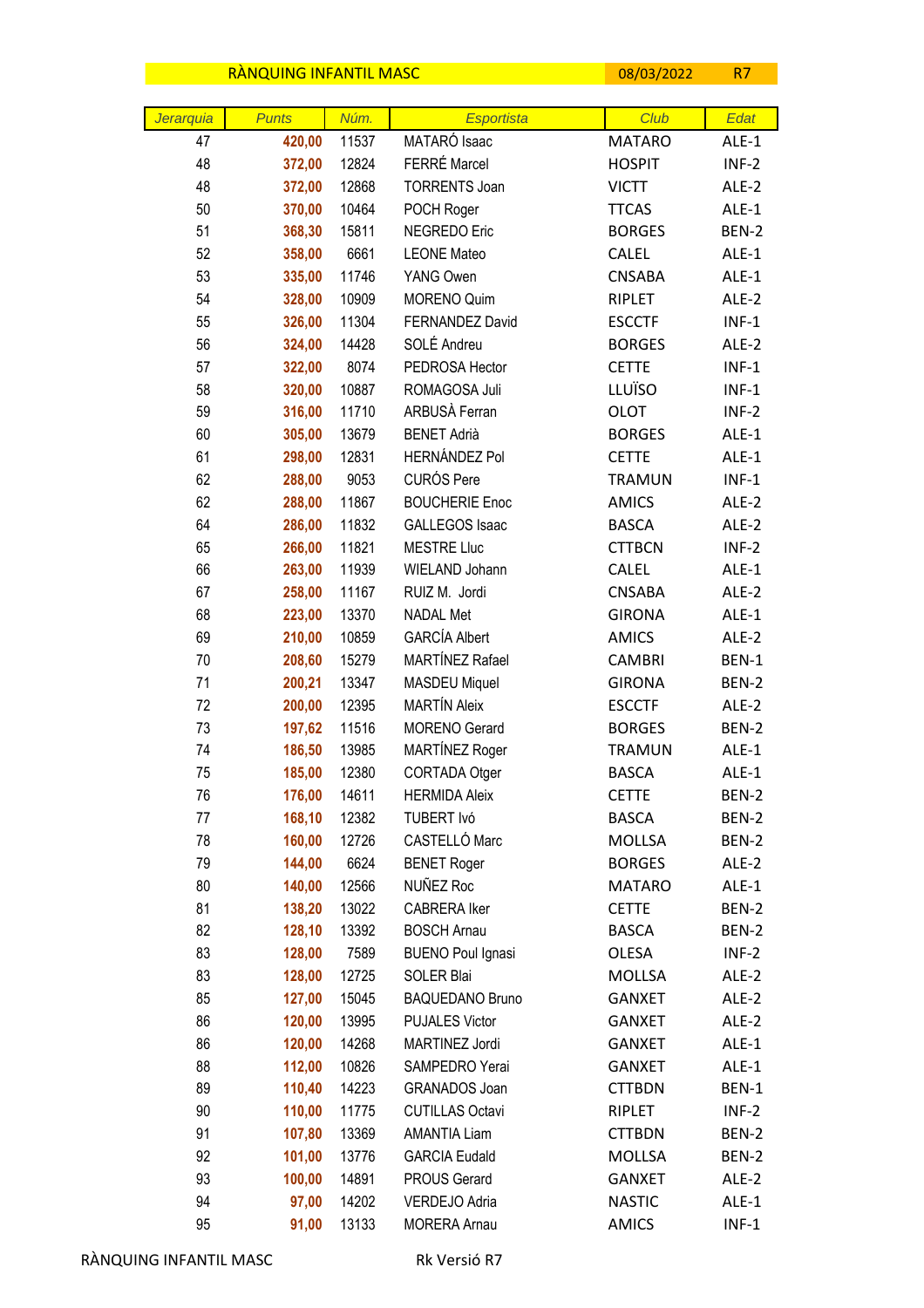| RÀNQUING INFANTIL MASC | | | | 08/03/2022 | R7 |
|---|---|---|---|---|---|
| *Jerarquia* | *Punts* | *Núm.* | *Esportista* | *Club* | *Edat* |
| 47 | **420,00** | 11537 | MATARÓ Isaac | MATARO | ALE-1 |
| 48 | **372,00** | 12824 | FERRÉ Marcel | HOSPIT | INF-2 |
| 48 | **372,00** | 12868 | TORRENTS Joan | VICTT | ALE-2 |
| 50 | **370,00** | 10464 | POCH Roger | TTCAS | ALE-1 |
| 51 | **368,30** | 15811 | NEGREDO Eric | BORGES | BEN-2 |
| 52 | **358,00** | 6661 | LEONE Mateo | CALEL | ALE-1 |
| 53 | **335,00** | 11746 | YANG Owen | CNSABA | ALE-1 |
| 54 | **328,00** | 10909 | MORENO Quim | RIPLET | ALE-2 |
| 55 | **326,00** | 11304 | FERNANDEZ David | ESCCTF | INF-1 |
| 56 | **324,00** | 14428 | SOLÉ Andreu | BORGES | ALE-2 |
| 57 | **322,00** | 8074 | PEDROSA Hector | CETTE | INF-1 |
| 58 | **320,00** | 10887 | ROMAGOSA Juli | LLUÏSO | INF-1 |
| 59 | **316,00** | 11710 | ARBUSÀ Ferran | OLOT | INF-2 |
| 60 | **305,00** | 13679 | BENET Adrià | BORGES | ALE-1 |
| 61 | **298,00** | 12831 | HERNÁNDEZ Pol | CETTE | ALE-1 |
| 62 | **288,00** | 9053 | CURÓS Pere | TRAMUN | INF-1 |
| 62 | **288,00** | 11867 | BOUCHERIE Enoc | AMICS | ALE-2 |
| 64 | **286,00** | 11832 | GALLEGOS Isaac | BASCA | ALE-2 |
| 65 | **266,00** | 11821 | MESTRE Lluc | CTTBCN | INF-2 |
| 66 | **263,00** | 11939 | WIELAND Johann | CALEL | ALE-1 |
| 67 | **258,00** | 11167 | RUIZ M. Jordi | CNSABA | ALE-2 |
| 68 | **223,00** | 13370 | NADAL Met | GIRONA | ALE-1 |
| 69 | **210,00** | 10859 | GARCÍA Albert | AMICS | ALE-2 |
| 70 | **208,60** | 15279 | MARTÍNEZ Rafael | CAMBRI | BEN-1 |
| 71 | **200,21** | 13347 | MASDEU Miquel | GIRONA | BEN-2 |
| 72 | **200,00** | 12395 | MARTÍN Aleix | ESCCTF | ALE-2 |
| 73 | **197,62** | 11516 | MORENO Gerard | BORGES | BEN-2 |
| 74 | **186,50** | 13985 | MARTÍNEZ Roger | TRAMUN | ALE-1 |
| 75 | **185,00** | 12380 | CORTADA Otger | BASCA | ALE-1 |
| 76 | **176,00** | 14611 | HERMIDA Aleix | CETTE | BEN-2 |
| 77 | **168,10** | 12382 | TUBERT Ivó | BASCA | BEN-2 |
| 78 | **160,00** | 12726 | CASTELLÓ Marc | MOLLSA | BEN-2 |
| 79 | **144,00** | 6624 | BENET Roger | BORGES | ALE-2 |
| 80 | **140,00** | 12566 | NUÑEZ Roc | MATARO | ALE-1 |
| 81 | **138,20** | 13022 | CABRERA Iker | CETTE | BEN-2 |
| 82 | **128,10** | 13392 | BOSCH Arnau | BASCA | BEN-2 |
| 83 | **128,00** | 7589 | BUENO Poul Ignasi | OLESA | INF-2 |
| 83 | **128,00** | 12725 | SOLER Blai | MOLLSA | ALE-2 |
| 85 | **127,00** | 15045 | BAQUEDANO Bruno | GANXET | ALE-2 |
| 86 | **120,00** | 13995 | PUJALES Victor | GANXET | ALE-2 |
| 86 | **120,00** | 14268 | MARTINEZ Jordi | GANXET | ALE-1 |
| 88 | **112,00** | 10826 | SAMPEDRO Yerai | GANXET | ALE-1 |
| 89 | **110,40** | 14223 | GRANADOS Joan | CTTBDN | BEN-1 |
| 90 | **110,00** | 11775 | CUTILLAS Octavi | RIPLET | INF-2 |
| 91 | **107,80** | 13369 | AMANTIA Liam | CTTBDN | BEN-2 |
| 92 | **101,00** | 13776 | GARCIA Eudald | MOLLSA | BEN-2 |
| 93 | **100,00** | 14891 | PROUS Gerard | GANXET | ALE-2 |
| 94 | **97,00** | 14202 | VERDEJO Adria | NASTIC | ALE-1 |
| 95 | **91,00** | 13133 | MORERA Arnau | AMICS | INF-1 |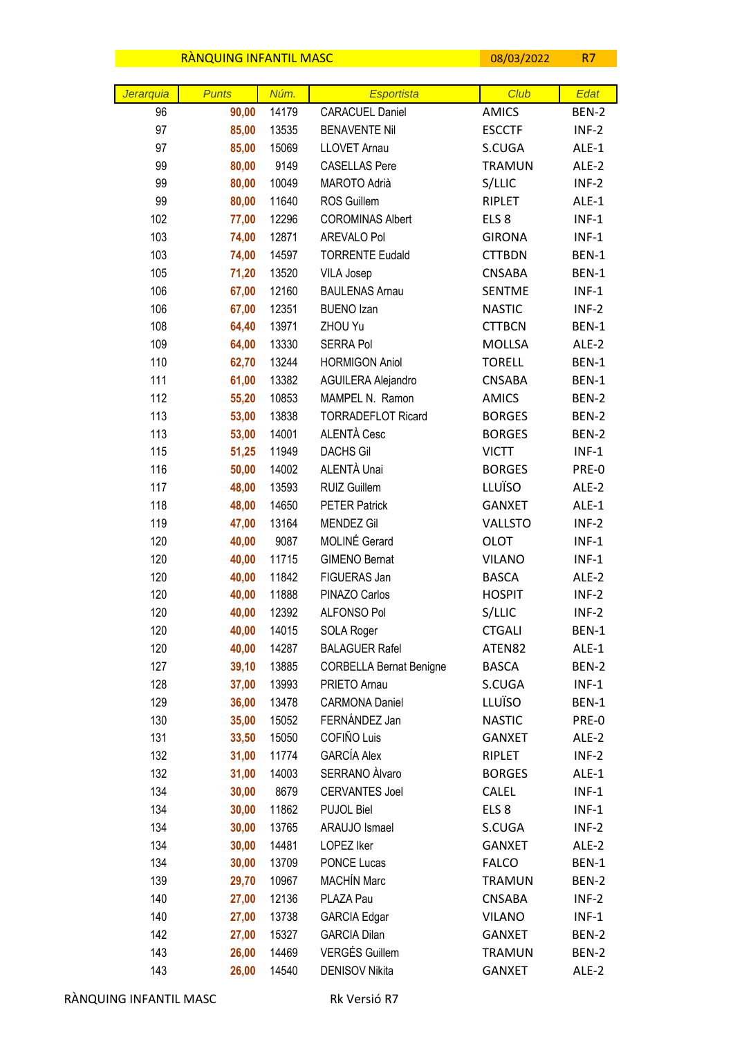| RÀNQUING INFANTIL MASC | | | | 08/03/2022 | R7 |
|---|---|---|---|---|---|
| *Jerarquia* | *Punts* | *Núm.* | *Esportista* | *Club* | *Edat* |
| 96 | **90,00** | 14179 | CARACUEL Daniel | AMICS | BEN-2 |
| 97 | **85,00** | 13535 | BENAVENTE Nil | ESCCTF | INF-2 |
| 97 | **85,00** | 15069 | LLOVET Arnau | S.CUGA | ALE-1 |
| 99 | **80,00** | 9149 | CASELLAS Pere | TRAMUN | ALE-2 |
| 99 | **80,00** | 10049 | MAROTO Adrià | S/LLIC | INF-2 |
| 99 | **80,00** | 11640 | ROS Guillem | RIPLET | ALE-1 |
| 102 | **77,00** | 12296 | COROMINAS Albert | ELS 8 | INF-1 |
| 103 | **74,00** | 12871 | AREVALO Pol | GIRONA | INF-1 |
| 103 | **74,00** | 14597 | TORRENTE Eudald | CTTBDN | BEN-1 |
| 105 | **71,20** | 13520 | VILA Josep | CNSABA | BEN-1 |
| 106 | **67,00** | 12160 | BAULENAS Arnau | SENTME | INF-1 |
| 106 | **67,00** | 12351 | BUENO Izan | NASTIC | INF-2 |
| 108 | **64,40** | 13971 | ZHOU Yu | CTTBCN | BEN-1 |
| 109 | **64,00** | 13330 | SERRA Pol | MOLLSA | ALE-2 |
| 110 | **62,70** | 13244 | HORMIGON Aniol | TORELL | BEN-1 |
| 111 | **61,00** | 13382 | AGUILERA Alejandro | CNSABA | BEN-1 |
| 112 | **55,20** | 10853 | MAMPEL N. Ramon | AMICS | BEN-2 |
| 113 | **53,00** | 13838 | TORRADEFLOT Ricard | BORGES | BEN-2 |
| 113 | **53,00** | 14001 | ALENTÀ Cesc | BORGES | BEN-2 |
| 115 | **51,25** | 11949 | DACHS Gil | VICTT | INF-1 |
| 116 | **50,00** | 14002 | ALENTÀ Unai | BORGES | PRE-0 |
| 117 | **48,00** | 13593 | RUIZ Guillem | LLUÏSO | ALE-2 |
| 118 | **48,00** | 14650 | PETER Patrick | GANXET | ALE-1 |
| 119 | **47,00** | 13164 | MENDEZ Gil | VALLSTO | INF-2 |
| 120 | **40,00** | 9087 | MOLINÉ Gerard | OLOT | INF-1 |
| 120 | **40,00** | 11715 | GIMENO Bernat | VILANO | INF-1 |
| 120 | **40,00** | 11842 | FIGUERAS Jan | BASCA | ALE-2 |
| 120 | **40,00** | 11888 | PINAZO Carlos | HOSPIT | INF-2 |
| 120 | **40,00** | 12392 | ALFONSO Pol | S/LLIC | INF-2 |
| 120 | **40,00** | 14015 | SOLA Roger | CTGALI | BEN-1 |
| 120 | **40,00** | 14287 | BALAGUER Rafel | ATEN82 | ALE-1 |
| 127 | **39,10** | 13885 | CORBELLA Bernat Benigne | BASCA | BEN-2 |
| 128 | **37,00** | 13993 | PRIETO Arnau | S.CUGA | INF-1 |
| 129 | **36,00** | 13478 | CARMONA Daniel | LLUÏSO | BEN-1 |
| 130 | **35,00** | 15052 | FERNÁNDEZ Jan | NASTIC | PRE-0 |
| 131 | **33,50** | 15050 | COFIÑO Luis | GANXET | ALE-2 |
| 132 | **31,00** | 11774 | GARCÍA Alex | RIPLET | INF-2 |
| 132 | **31,00** | 14003 | SERRANO Àlvaro | BORGES | ALE-1 |
| 134 | **30,00** | 8679 | CERVANTES Joel | CALEL | INF-1 |
| 134 | **30,00** | 11862 | PUJOL Biel | ELS 8 | INF-1 |
| 134 | **30,00** | 13765 | ARAUJO Ismael | S.CUGA | INF-2 |
| 134 | **30,00** | 14481 | LOPEZ Iker | GANXET | ALE-2 |
| 134 | **30,00** | 13709 | PONCE Lucas | FALCO | BEN-1 |
| 139 | **29,70** | 10967 | MACHÍN Marc | TRAMUN | BEN-2 |
| 140 | **27,00** | 12136 | PLAZA Pau | CNSABA | INF-2 |
| 140 | **27,00** | 13738 | GARCIA Edgar | VILANO | INF-1 |
| 142 | **27,00** | 15327 | GARCIA Dilan | GANXET | BEN-2 |
| 143 | **26,00** | 14469 | VERGÉS Guillem | TRAMUN | BEN-2 |
| 143 | **26,00** | 14540 | DENISOV Nikita | GANXET | ALE-2 |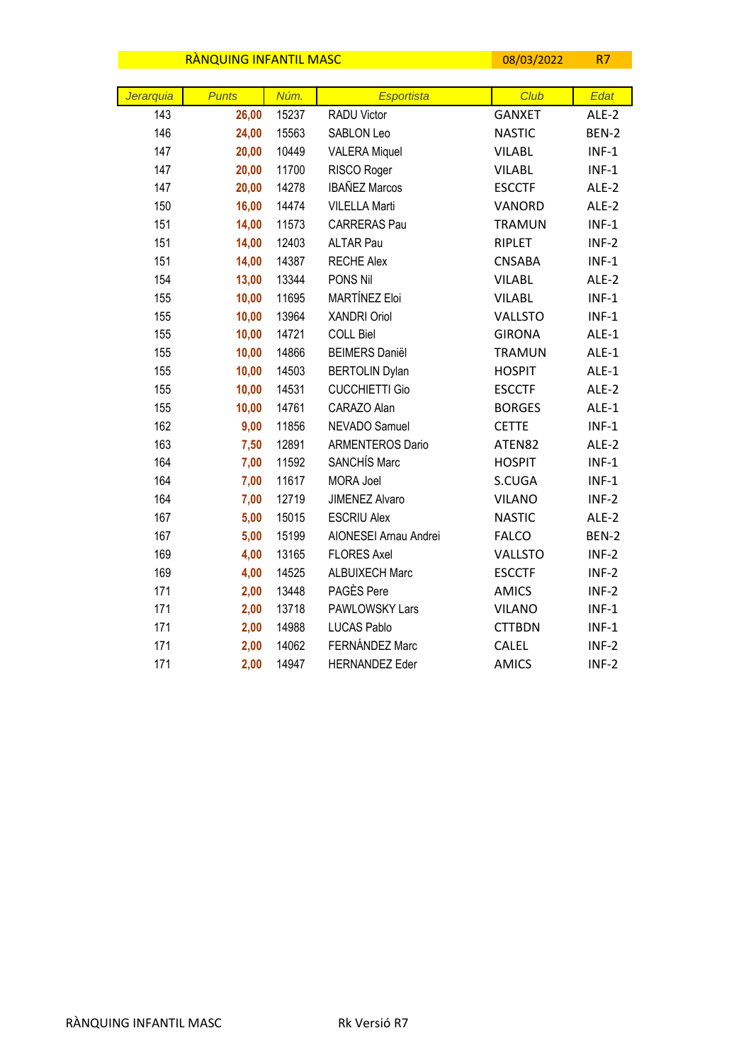RÀNQUING INFANTIL MASC | 08/03/2022 | R7

| *Jerarquia* | *Punts* | *Núm.* | *Esportista* | *Club* | *Edat* |
|---|---|---|---|---|---|
| 143 | **26,00** | 15237 | RADU Victor | GANXET | ALE-2 |
| 146 | **24,00** | 15563 | SABLON Leo | NASTIC | BEN-2 |
| 147 | **20,00** | 10449 | VALERA Miquel | VILABL | INF-1 |
| 147 | **20,00** | 11700 | RISCO Roger | VILABL | INF-1 |
| 147 | **20,00** | 14278 | IBAÑEZ Marcos | ESCCTF | ALE-2 |
| 150 | **16,00** | 14474 | VILELLA Marti | VANORD | ALE-2 |
| 151 | **14,00** | 11573 | CARRERAS Pau | TRAMUN | INF-1 |
| 151 | **14,00** | 12403 | ALTAR Pau | RIPLET | INF-2 |
| 151 | **14,00** | 14387 | RECHE Alex | CNSABA | INF-1 |
| 154 | **13,00** | 13344 | PONS Nil | VILABL | ALE-2 |
| 155 | **10,00** | 11695 | MARTÍNEZ Eloi | VILABL | INF-1 |
| 155 | **10,00** | 13964 | XANDRI Oriol | VALLSTO | INF-1 |
| 155 | **10,00** | 14721 | COLL Biel | GIRONA | ALE-1 |
| 155 | **10,00** | 14866 | BEIMERS Daniël | TRAMUN | ALE-1 |
| 155 | **10,00** | 14503 | BERTOLIN Dylan | HOSPIT | ALE-1 |
| 155 | **10,00** | 14531 | CUCCHIETTI Gio | ESCCTF | ALE-2 |
| 155 | **10,00** | 14761 | CARAZO Alan | BORGES | ALE-1 |
| 162 | **9,00** | 11856 | NEVADO Samuel | CETTE | INF-1 |
| 163 | **7,50** | 12891 | ARMENTEROS Dario | ATEN82 | ALE-2 |
| 164 | **7,00** | 11592 | SANCHÍS Marc | HOSPIT | INF-1 |
| 164 | **7,00** | 11617 | MORA Joel | S.CUGA | INF-1 |
| 164 | **7,00** | 12719 | JIMENEZ Alvaro | VILANO | INF-2 |
| 167 | **5,00** | 15015 | ESCRIU Alex | NASTIC | ALE-2 |
| 167 | **5,00** | 15199 | AIONESEI Arnau Andrei | FALCO | BEN-2 |
| 169 | **4,00** | 13165 | FLORES Axel | VALLSTO | INF-2 |
| 169 | **4,00** | 14525 | ALBUIXECH Marc | ESCCTF | INF-2 |
| 171 | **2,00** | 13448 | PAGÈS Pere | AMICS | INF-2 |
| 171 | **2,00** | 13718 | PAWLOWSKY Lars | VILANO | INF-1 |
| 171 | **2,00** | 14988 | LUCAS Pablo | CTTBDN | INF-1 |
| 171 | **2,00** | 14062 | FERNÁNDEZ Marc | CALEL | INF-2 |
| 171 | **2,00** | 14947 | HERNANDEZ Eder | AMICS | INF-2 |